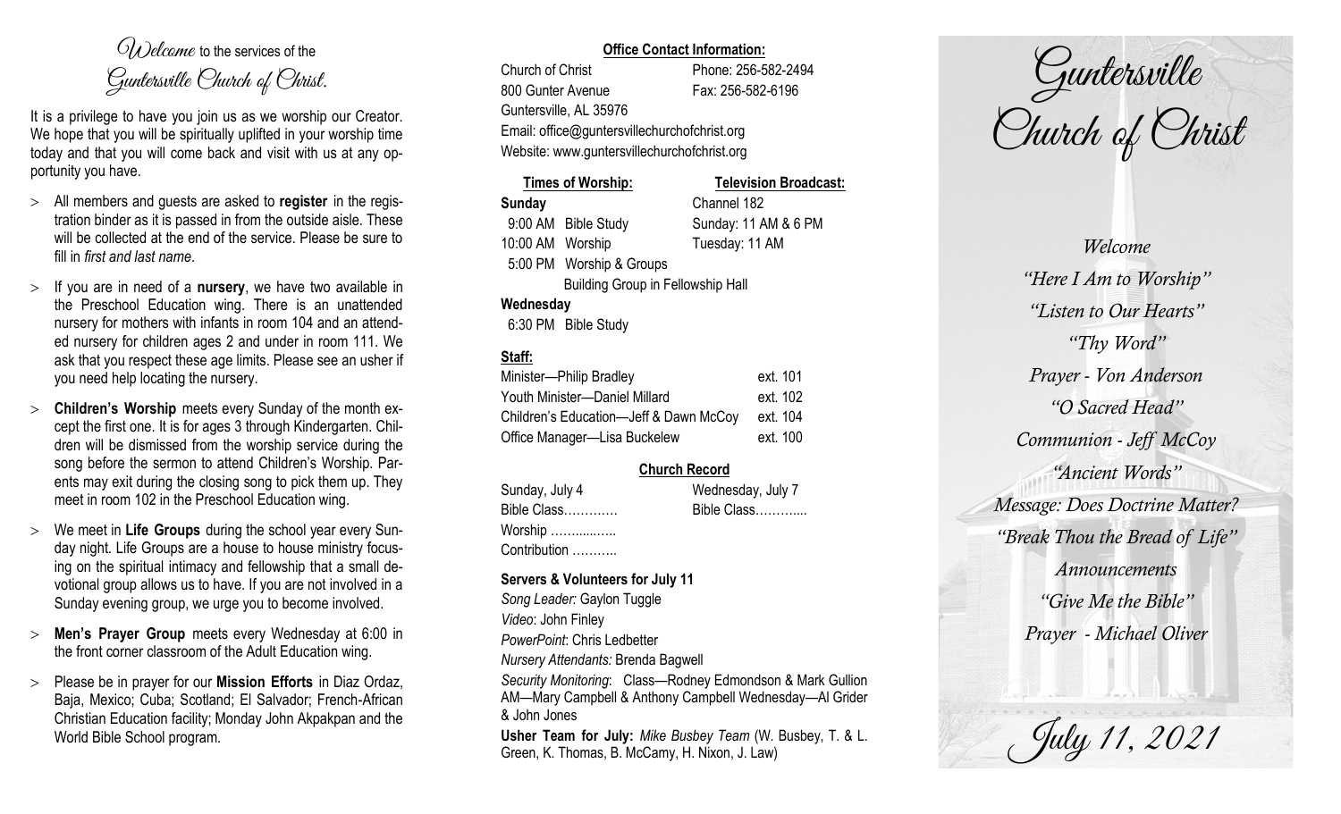*Welcome* to the services of the *Guntersville Church of Christ*.

It is a privilege to have you join us as we worship our Creator. We hope that you will be spiritually uplifted in your worship time today and that you will come back and visit with us at any opportunity you have.

- All members and guests are asked to **register** in the registration binder as it is passed in from the outside aisle. These will be collected at the end of the service. Please be sure to fill in *first and last name*.
- If you are in need of a **nursery**, we have two available in the Preschool Education wing. There is an unattended nursery for mothers with infants in room 104 and an attended nursery for children ages 2 and under in room 111. We ask that you respect these age limits. Please see an usher if you need help locating the nursery.
- **Children's Worship** meets every Sunday of the month except the first one. It is for ages 3 through Kindergarten. Children will be dismissed from the worship service during the song before the sermon to attend Children's Worship. Parents may exit during the closing song to pick them up. They meet in room 102 in the Preschool Education wing.
- We meet in **Life Groups** during the school year every Sunday night. Life Groups are a house to house ministry focusing on the spiritual intimacy and fellowship that a small devotional group allows us to have. If you are not involved in a Sunday evening group, we urge you to become involved.
- **Men's Prayer Group** meets every Wednesday at 6:00 in the front corner classroom of the Adult Education wing.
- Please be in prayer for our **Mission Efforts** in Diaz Ordaz, Baja, Mexico; Cuba; Scotland; El Salvador; French-African Christian Education facility; Monday John Akpakpan and the World Bible School program.

**Office Contact Information:**

Church of Christ — Phone: 256-582-2494
800 Gunter Avenue — Fax: 256-582-6196
Guntersville, AL 35976
Email: office@guntersvillechurchofchrist.org
Website: www.guntersvillechurchofchrist.org

| Times of Worship: | | Television Broadcast: |
|---|---|---|
| **Sunday** | | Channel 182 |
| 9:00 AM | Bible Study | Sunday: 11 AM & 6 PM |
| 10:00 AM | Worship | Tuesday: 11 AM |
| 5:00 PM | Worship & Groups | |
| | Building Group in Fellowship Hall | |
| **Wednesday** | | |
| 6:30 PM | Bible Study | |

**Staff:**

| | |
|---|---|
| Minister—Philip Bradley | ext. 101 |
| Youth Minister—Daniel Millard | ext. 102 |
| Children's Education—Jeff & Dawn McCoy | ext. 104 |
| Office Manager—Lisa Buckelew | ext. 100 |

**Church Record**

| Sunday, July 4 | Wednesday, July 7 |
|---|---|
| Bible Class………… | Bible Class……….... |
| Worship ……...…… | |
| Contribution ……….. | |

**Servers & Volunteers for July 11**

*Song Leader:* Gaylon Tuggle
*Video*: John Finley
*PowerPoint*: Chris Ledbetter
*Nursery Attendants:* Brenda Bagwell
*Security Monitoring*: Class—Rodney Edmondson & Mark Gullion AM—Mary Campbell & Anthony Campbell Wednesday—Al Grider & John Jones

**Usher Team for July:** *Mike Busbey Team* (W. Busbey, T. & L. Green, K. Thomas, B. McCamy, H. Nixon, J. Law)

# Guntersville Church of Christ

*Welcome*
*"Here I Am to Worship"*
*"Listen to Our Hearts"*
*"Thy Word"*
*Prayer - Von Anderson*
*"O Sacred Head"*
*Communion - Jeff McCoy*
*"Ancient Words"*
*Message: Does Doctrine Matter?*
*"Break Thou the Bread of Life"*
*Announcements*
*"Give Me the Bible"*
*Prayer - Michael Oliver*

*July 11, 2021*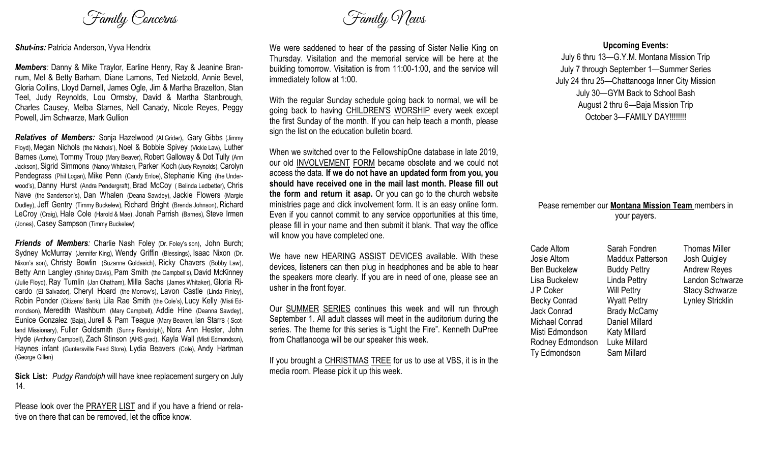# Family Concerns

***Shut-ins:*** Patricia Anderson, Vyva Hendrix

***Members:*** Danny & Mike Traylor, Earline Henry, Ray & Jeanine Brannum, Mel & Betty Barham, Diane Lamons, Ted Nietzold, Annie Bevel, Gloria Collins, Lloyd Darnell, James Ogle, Jim & Martha Brazelton, Stan Teel, Judy Reynolds, Lou Ormsby, David & Martha Stanbrough, Charles Causey, Melba Starnes, Nell Canady, Nicole Reyes, Peggy Powell, Jim Schwarze, Mark Gullion

***Relatives of Members:*** Sonja Hazelwood (Al Grider), Gary Gibbs (Jimmy Floyd), Megan Nichols (the Nichols'), Noel & Bobbie Spivey (Vickie Law), Luther Barnes (Lorne), Tommy Troup (Mary Beaver), Robert Galloway & Dot Tully (Ann Jackson), Sigrid Simmons (Nancy Whitaker), Parker Koch (Judy Reynolds), Carolyn Pendegrass (Phil Logan), Mike Penn (Candy Enloe), Stephanie King (the Underwood's), Danny Hurst (Andra Pendergraft), Brad McCoy ( Belinda Ledbetter), Chris Nave (the Sanderson's), Dan Whalen (Deana Sawdey), Jackie Flowers (Margie Dudley), Jeff Gentry (Timmy Buckelew), Richard Bright (Brenda Johnson), Richard LeCroy (Craig), Hale Cole (Harold & Mae), Jonah Parrish (Barnes), Steve Irmen (Jones), Casey Sampson (Timmy Buckelew)

***Friends of Members:*** Charlie Nash Foley (Dr. Foley's son), John Burch; Sydney McMurray (Jennifer King), Wendy Griffin (Blessings), Isaac Nixon (Dr. Nixon's son), Christy Bowlin (Suzanne Goldasich), Ricky Chavers (Bobby Law), Betty Ann Langley (Shirley Davis), Pam Smith (the Campbell's), David McKinney (Julie Floyd), Ray Tumlin (Jan Chatham), Milla Sachs (James Whitaker), Gloria Ricardo (El Salvador), Cheryl Hoard (the Morrow's), Lavon Castle (Linda Finley), Robin Ponder (Citizens' Bank), Lila Rae Smith (the Cole's), Lucy Kelly (Misti Edmondson), Meredith Washburn (Mary Campbell), Addie Hine (Deanna Sawdey), Eunice Gonzalez (Baja), Jurell & Pam Teague (Mary Beaver), Ian Starrs ( Scotland Missionary), Fuller Goldsmith (Sunny Randolph), Nora Ann Hester, John Hyde (Anthony Campbell), Zach Stinson (AHS grad), Kayla Wall (Misti Edmondson), Haynes infant (Guntersville Feed Store), Lydia Beavers (Cole), Andy Hartman (George Gillen)

**Sick List:** *Pudgy Randolph* will have knee replacement surgery on July 14.

Please look over the PRAYER LIST and if you have a friend or relative on there that can be removed, let the office know.

# Family News

We were saddened to hear of the passing of Sister Nellie King on Thursday. Visitation and the memorial service will be here at the building tomorrow. Visitation is from 11:00-1:00, and the service will immediately follow at 1:00.

With the regular Sunday schedule going back to normal, we will be going back to having CHILDREN'S WORSHIP every week except the first Sunday of the month. If you can help teach a month, please sign the list on the education bulletin board.

When we switched over to the FellowshipOne database in late 2019, our old INVOLVEMENT FORM became obsolete and we could not access the data. **If we do not have an updated form from you, you should have received one in the mail last month. Please fill out the form and return it asap.** Or you can go to the church website ministries page and click involvement form. It is an easy online form. Even if you cannot commit to any service opportunities at this time, please fill in your name and then submit it blank. That way the office will know you have completed one.

We have new HEARING ASSIST DEVICES available. With these devices, listeners can then plug in headphones and be able to hear the speakers more clearly. If you are in need of one, please see an usher in the front foyer.

Our SUMMER SERIES continues this week and will run through September 1. All adult classes will meet in the auditorium during the series. The theme for this series is "Light the Fire". Kenneth DuPree from Chattanooga will be our speaker this week.

If you brought a CHRISTMAS TREE for us to use at VBS, it is in the media room. Please pick it up this week.

**Upcoming Events:**

July 6 thru 13—G.Y.M. Montana Mission Trip
July 7 through September 1—Summer Series
July 24 thru 25—Chattanooga Inner City Mission
July 30—GYM Back to School Bash
August 2 thru 6—Baja Mission Trip
October 3—FAMILY DAY!!!!!!!!

Pease remember our **Montana Mission Team** members in your payers.

Cade Altom
Josie Altom
Ben Buckelew
Lisa Buckelew
J P Coker
Becky Conrad
Jack Conrad
Michael Conrad
Misti Edmondson
Rodney Edmondson
Ty Edmondson
Sarah Fondren
Maddux Patterson
Buddy Pettry
Linda Pettry
Will Pettry
Wyatt Pettry
Brady McCamy
Daniel Millard
Katy Millard
Luke Millard
Sam Millard
Thomas Miller
Josh Quigley
Andrew Reyes
Landon Schwarze
Stacy Schwarze
Lynley Stricklin